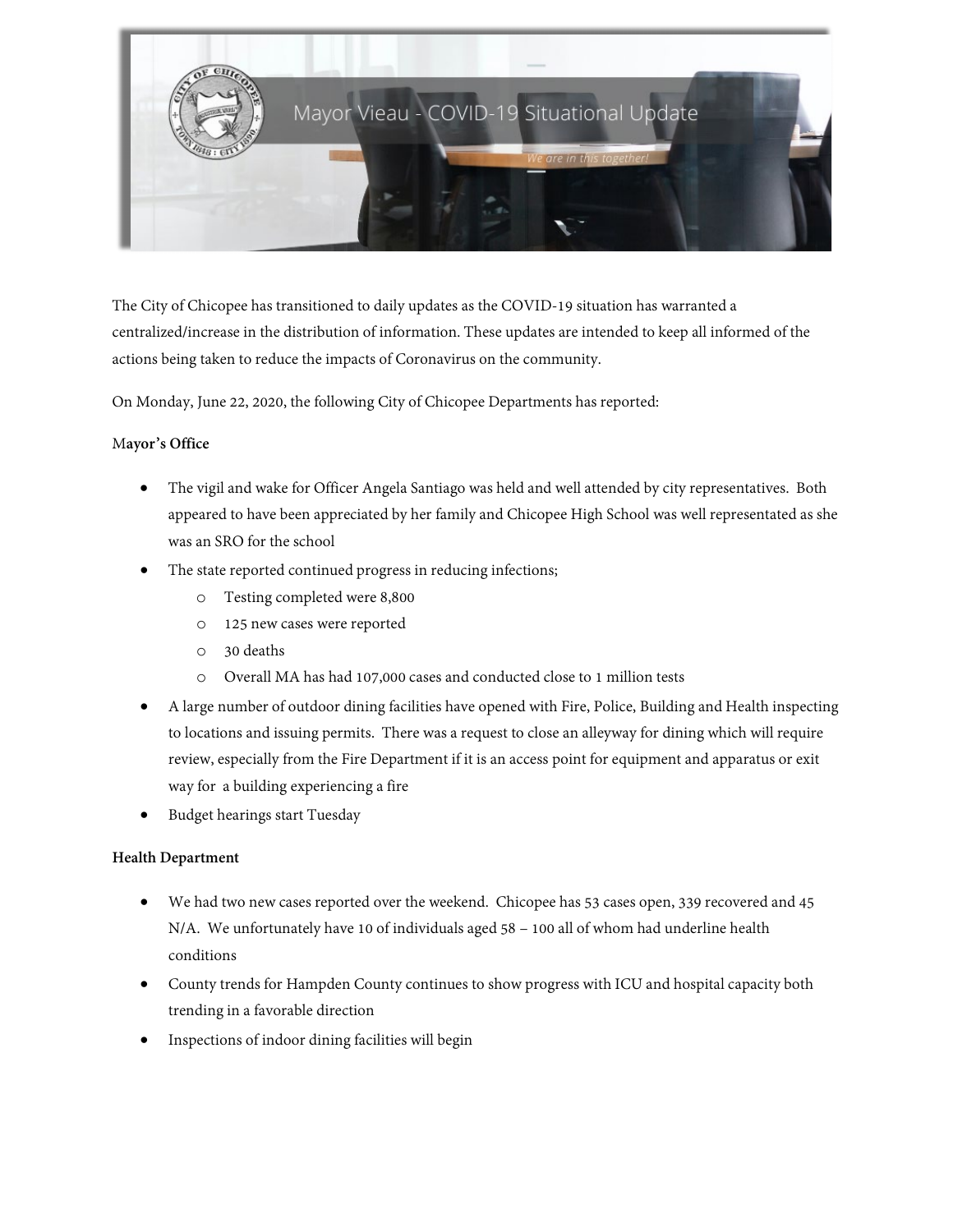# Mayor Vieau - COVID-19 Situational Update

*We are in this together!*

The City of Chicopee has transitioned to daily updates as the COVID-19 situation has warranted a centralized/increase in the distribution of information. These updates are intended to keep all informed of the actions being taken to reduce the impacts of Coronavirus on the community.

On Monday, June 22, 2020, the following City of Chicopee Departments has reported:

**Mayor's Office**

- The vigil and wake for Officer Angela Santiago was held and well attended by city representatives. Both appeared to have been appreciated by her family and Chicopee High School was well representated as she was an SRO for the school
- The state reported continued progress in reducing infections;
  - Testing completed were 8,800
  - 125 new cases were reported
  - 30 deaths
  - Overall MA has had 107,000 cases and conducted close to 1 million tests
- A large number of outdoor dining facilities have opened with Fire, Police, Building and Health inspecting to locations and issuing permits. There was a request to close an alleyway for dining which will require review, especially from the Fire Department if it is an access point for equipment and apparatus or exit way for a building experiencing a fire
- Budget hearings start Tuesday

**Health Department**

- We had two new cases reported over the weekend. Chicopee has 53 cases open, 339 recovered and 45 N/A. We unfortunately have 10 of individuals aged 58 – 100 all of whom had underline health conditions
- County trends for Hampden County continues to show progress with ICU and hospital capacity both trending in a favorable direction
- Inspections of indoor dining facilities will begin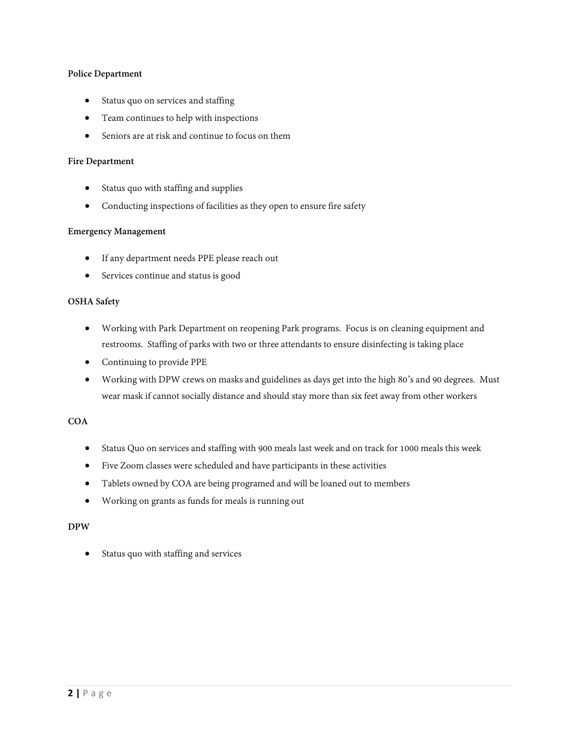**Police Department**

- Status quo on services and staffing
- Team continues to help with inspections
- Seniors are at risk and continue to focus on them

**Fire Department**

- Status quo with staffing and supplies
- Conducting inspections of facilities as they open to ensure fire safety

**Emergency Management**

- If any department needs PPE please reach out
- Services continue and status is good

**OSHA Safety**

- Working with Park Department on reopening Park programs. Focus is on cleaning equipment and restrooms. Staffing of parks with two or three attendants to ensure disinfecting is taking place
- Continuing to provide PPE
- Working with DPW crews on masks and guidelines as days get into the high 80's and 90 degrees. Must wear mask if cannot socially distance and should stay more than six feet away from other workers

**COA**

- Status Quo on services and staffing with 900 meals last week and on track for 1000 meals this week
- Five Zoom classes were scheduled and have participants in these activities
- Tablets owned by COA are being programed and will be loaned out to members
- Working on grants as funds for meals is running out

**DPW**

- Status quo with staffing and services